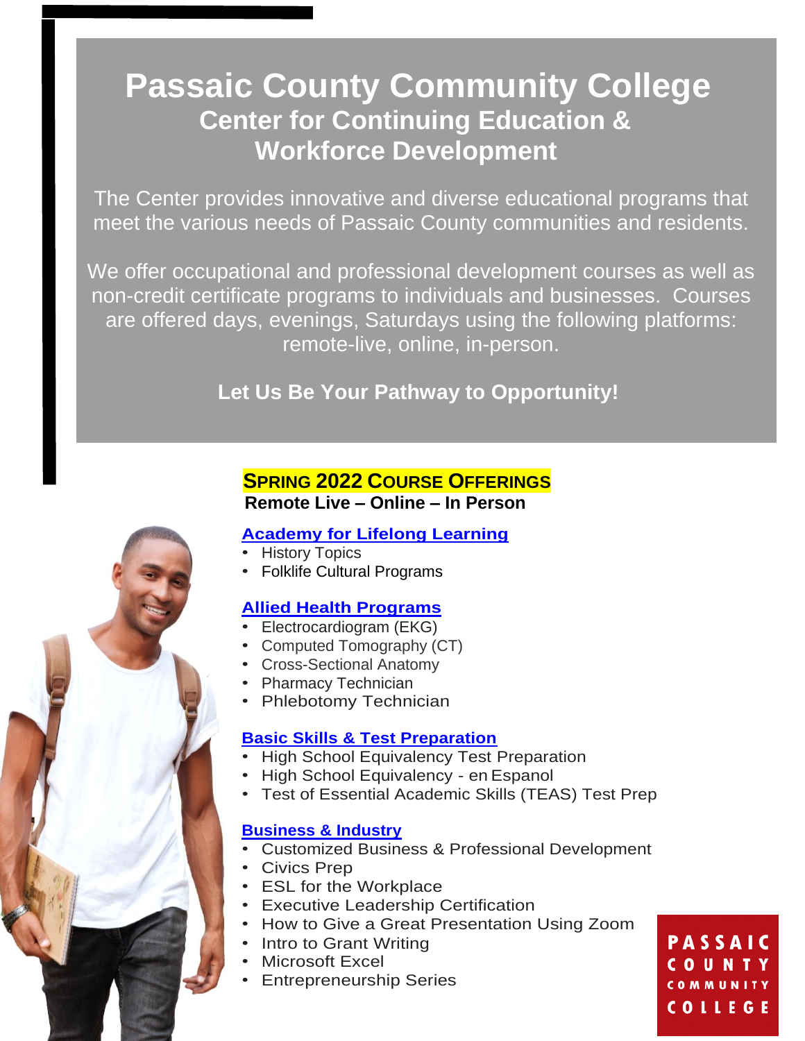# Passaic County Community College

## Center for Continuing Education & Workforce Development

The Center provides innovative and diverse educational programs that meet the various needs of Passaic County communities and residents.

We offer occupational and professional development courses as well as non-credit certificate programs to individuals and businesses. Courses are offered days, evenings, Saturdays using the following platforms: remote-live, online, in-person.

**Let Us Be Your Pathway to Opportunity!**

## SPRING 2022 COURSE OFFERINGS

**Remote Live – Online – In Person**

### Academy for Lifelong Learning

- History Topics
- Folklife Cultural Programs

### Allied Health Programs

- Electrocardiogram (EKG)
- Computed Tomography (CT)
- Cross-Sectional Anatomy
- Pharmacy Technician
- Phlebotomy Technician

### Basic Skills & Test Preparation

- High School Equivalency Test Preparation
- High School Equivalency - en Espanol
- Test of Essential Academic Skills (TEAS) Test Prep

### Business & Industry

- Customized Business & Professional Development
- Civics Prep
- ESL for the Workplace
- Executive Leadership Certification
- How to Give a Great Presentation Using Zoom
- Intro to Grant Writing
- Microsoft Excel
- Entrepreneurship Series

PASSAIC COUNTY COMMUNITY COLLEGE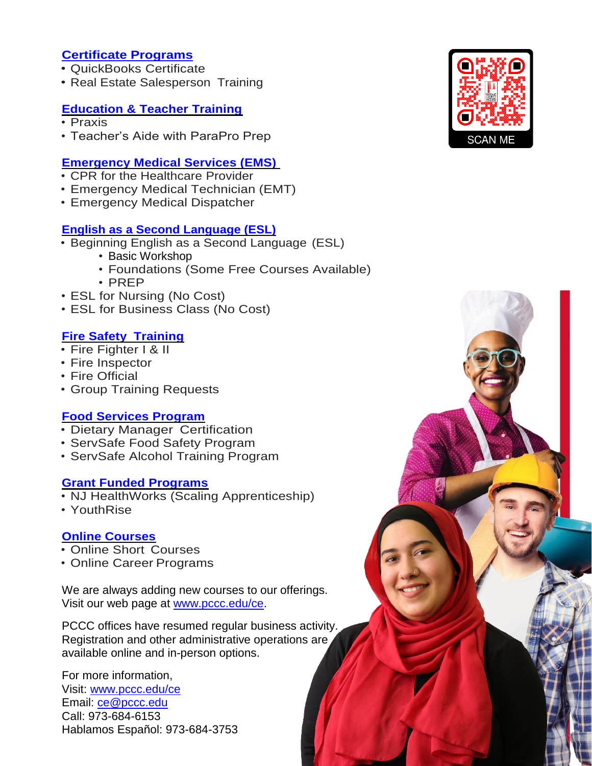## [Certificate Programs]

- QuickBooks Certificate
- Real Estate Salesperson Training

## [Education & Teacher Training]

- Praxis
- Teacher's Aide with ParaPro Prep

## [Emergency Medical Services (EMS)]

- CPR for the Healthcare Provider
- Emergency Medical Technician (EMT)
- Emergency Medical Dispatcher

## [English as a Second Language (ESL)]

- Beginning English as a Second Language (ESL)
  - Basic Workshop
  - Foundations (Some Free Courses Available)
  - PREP
- ESL for Nursing (No Cost)
- ESL for Business Class (No Cost)

## [Fire Safety Training]

- Fire Fighter I & II
- Fire Inspector
- Fire Official
- Group Training Requests

## [Food Services Program]

- Dietary Manager Certification
- ServSafe Food Safety Program
- ServSafe Alcohol Training Program

## [Grant Funded Programs]

- NJ HealthWorks (Scaling Apprenticeship)
- YouthRise

## [Online Courses]

- Online Short Courses
- Online Career Programs

We are always adding new courses to our offerings.
Visit our web page at www.pccc.edu/ce.

PCCC offices have resumed regular business activity. Registration and other administrative operations are available online and in-person options.

For more information,
Visit: www.pccc.edu/ce
Email: ce@pccc.edu
Call: 973-684-6153
Hablamos Español: 973-684-3753

SCAN ME